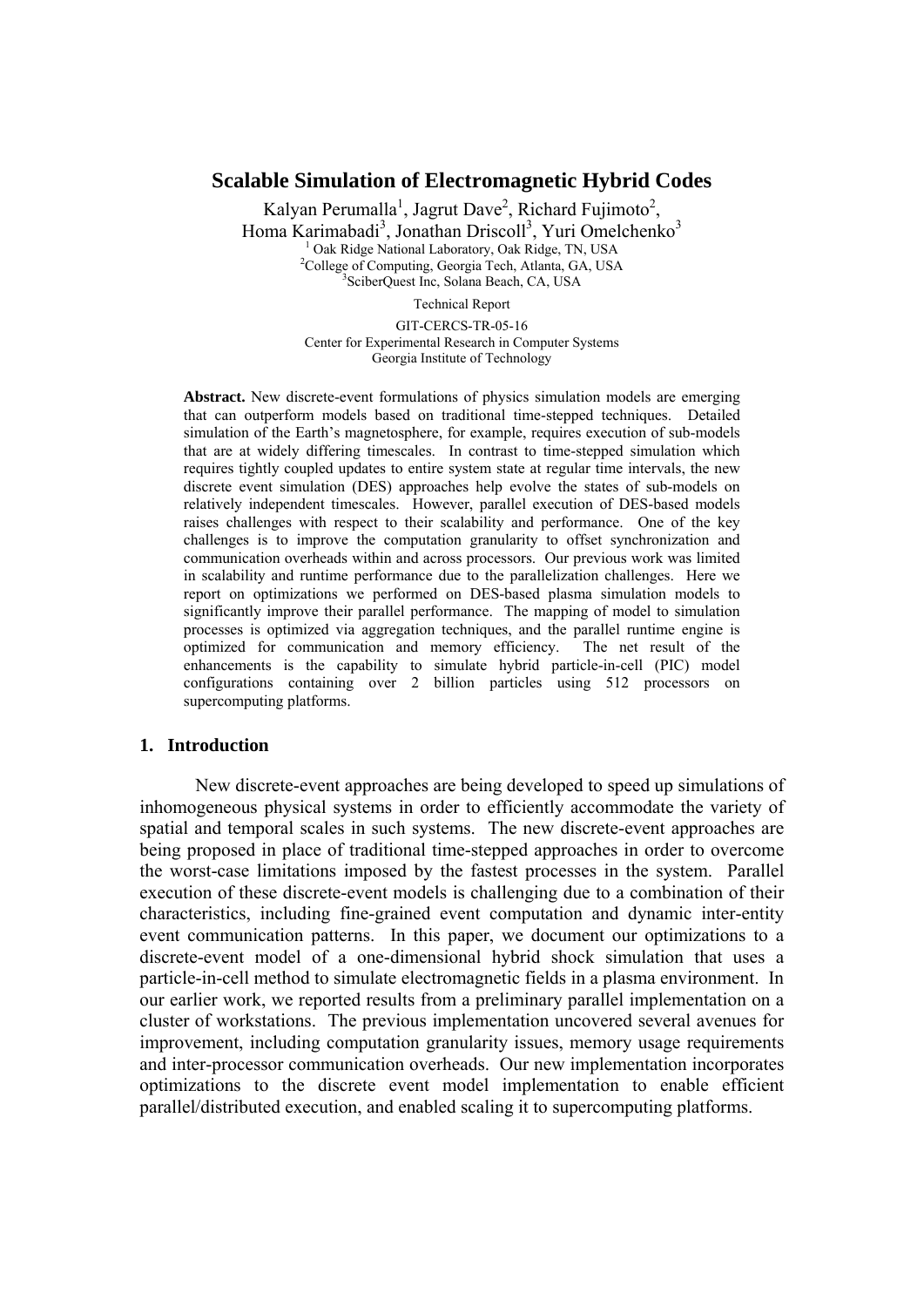# Scalable Simulation of Electromagnetic Hybrid Codes

Kalyan Perumalla[1], Jagrut Dave[2], Richard Fujimoto[2], Homa Karimabadi[3], Jonathan Driscoll[3], Yuri Omelchenko[3]

[1] Oak Ridge National Laboratory, Oak Ridge, TN, USA
[2]College of Computing, Georgia Tech, Atlanta, GA, USA
[3]SciberQuest Inc, Solana Beach, CA, USA

Technical Report

GIT-CERCS-TR-05-16
Center for Experimental Research in Computer Systems
Georgia Institute of Technology

**Abstract.** New discrete-event formulations of physics simulation models are emerging that can outperform models based on traditional time-stepped techniques. Detailed simulation of the Earth's magnetosphere, for example, requires execution of sub-models that are at widely differing timescales. In contrast to time-stepped simulation which requires tightly coupled updates to entire system state at regular time intervals, the new discrete event simulation (DES) approaches help evolve the states of sub-models on relatively independent timescales. However, parallel execution of DES-based models raises challenges with respect to their scalability and performance. One of the key challenges is to improve the computation granularity to offset synchronization and communication overheads within and across processors. Our previous work was limited in scalability and runtime performance due to the parallelization challenges. Here we report on optimizations we performed on DES-based plasma simulation models to significantly improve their parallel performance. The mapping of model to simulation processes is optimized via aggregation techniques, and the parallel runtime engine is optimized for communication and memory efficiency. The net result of the enhancements is the capability to simulate hybrid particle-in-cell (PIC) model configurations containing over 2 billion particles using 512 processors on supercomputing platforms.

## 1. Introduction

New discrete-event approaches are being developed to speed up simulations of inhomogeneous physical systems in order to efficiently accommodate the variety of spatial and temporal scales in such systems. The new discrete-event approaches are being proposed in place of traditional time-stepped approaches in order to overcome the worst-case limitations imposed by the fastest processes in the system. Parallel execution of these discrete-event models is challenging due to a combination of their characteristics, including fine-grained event computation and dynamic inter-entity event communication patterns. In this paper, we document our optimizations to a discrete-event model of a one-dimensional hybrid shock simulation that uses a particle-in-cell method to simulate electromagnetic fields in a plasma environment. In our earlier work, we reported results from a preliminary parallel implementation on a cluster of workstations. The previous implementation uncovered several avenues for improvement, including computation granularity issues, memory usage requirements and inter-processor communication overheads. Our new implementation incorporates optimizations to the discrete event model implementation to enable efficient parallel/distributed execution, and enabled scaling it to supercomputing platforms.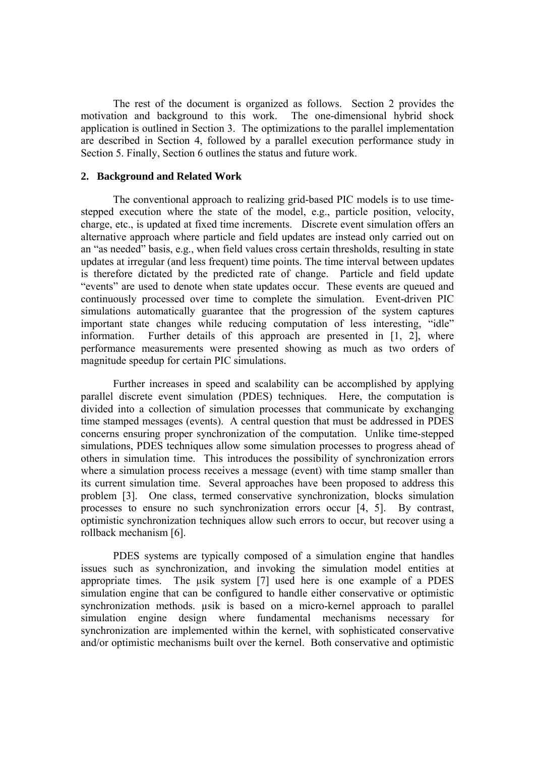The rest of the document is organized as follows. Section 2 provides the motivation and background to this work. The one-dimensional hybrid shock application is outlined in Section 3. The optimizations to the parallel implementation are described in Section 4, followed by a parallel execution performance study in Section 5. Finally, Section 6 outlines the status and future work.

## 2. Background and Related Work

The conventional approach to realizing grid-based PIC models is to use time-stepped execution where the state of the model, e.g., particle position, velocity, charge, etc., is updated at fixed time increments. Discrete event simulation offers an alternative approach where particle and field updates are instead only carried out on an "as needed" basis, e.g., when field values cross certain thresholds, resulting in state updates at irregular (and less frequent) time points. The time interval between updates is therefore dictated by the predicted rate of change. Particle and field update "events" are used to denote when state updates occur. These events are queued and continuously processed over time to complete the simulation. Event-driven PIC simulations automatically guarantee that the progression of the system captures important state changes while reducing computation of less interesting, "idle" information. Further details of this approach are presented in [1, 2], where performance measurements were presented showing as much as two orders of magnitude speedup for certain PIC simulations.

Further increases in speed and scalability can be accomplished by applying parallel discrete event simulation (PDES) techniques. Here, the computation is divided into a collection of simulation processes that communicate by exchanging time stamped messages (events). A central question that must be addressed in PDES concerns ensuring proper synchronization of the computation. Unlike time-stepped simulations, PDES techniques allow some simulation processes to progress ahead of others in simulation time. This introduces the possibility of synchronization errors where a simulation process receives a message (event) with time stamp smaller than its current simulation time. Several approaches have been proposed to address this problem [3]. One class, termed conservative synchronization, blocks simulation processes to ensure no such synchronization errors occur [4, 5]. By contrast, optimistic synchronization techniques allow such errors to occur, but recover using a rollback mechanism [6].

PDES systems are typically composed of a simulation engine that handles issues such as synchronization, and invoking the simulation model entities at appropriate times. The µsik system [7] used here is one example of a PDES simulation engine that can be configured to handle either conservative or optimistic synchronization methods. µsik is based on a micro-kernel approach to parallel simulation engine design where fundamental mechanisms necessary for synchronization are implemented within the kernel, with sophisticated conservative and/or optimistic mechanisms built over the kernel. Both conservative and optimistic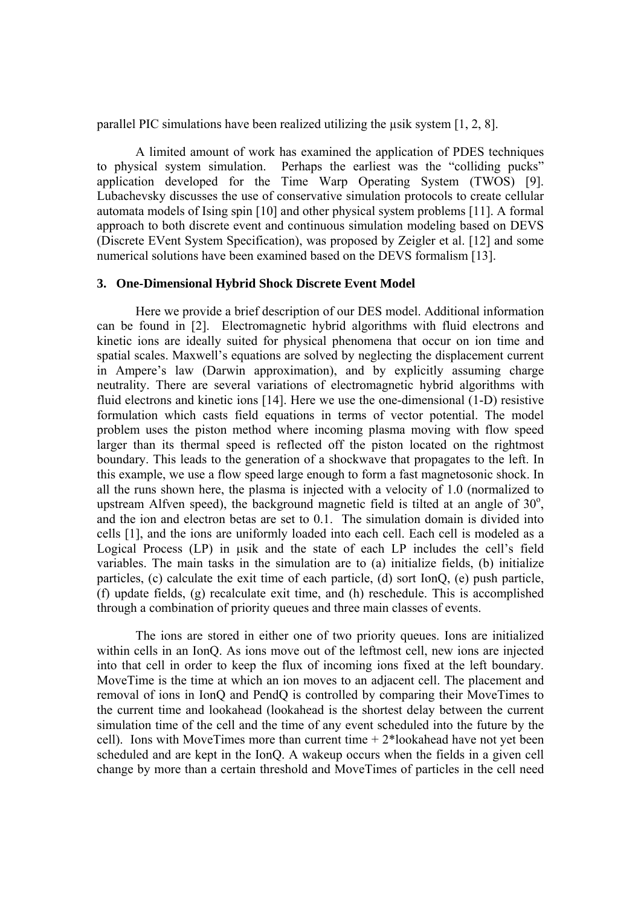parallel PIC simulations have been realized utilizing the μsik system [1, 2, 8].

A limited amount of work has examined the application of PDES techniques to physical system simulation. Perhaps the earliest was the "colliding pucks" application developed for the Time Warp Operating System (TWOS) [9]. Lubachevsky discusses the use of conservative simulation protocols to create cellular automata models of Ising spin [10] and other physical system problems [11]. A formal approach to both discrete event and continuous simulation modeling based on DEVS (Discrete EVent System Specification), was proposed by Zeigler et al. [12] and some numerical solutions have been examined based on the DEVS formalism [13].

### 3. One-Dimensional Hybrid Shock Discrete Event Model

Here we provide a brief description of our DES model. Additional information can be found in [2]. Electromagnetic hybrid algorithms with fluid electrons and kinetic ions are ideally suited for physical phenomena that occur on ion time and spatial scales. Maxwell's equations are solved by neglecting the displacement current in Ampere's law (Darwin approximation), and by explicitly assuming charge neutrality. There are several variations of electromagnetic hybrid algorithms with fluid electrons and kinetic ions [14]. Here we use the one-dimensional (1-D) resistive formulation which casts field equations in terms of vector potential. The model problem uses the piston method where incoming plasma moving with flow speed larger than its thermal speed is reflected off the piston located on the rightmost boundary. This leads to the generation of a shockwave that propagates to the left. In this example, we use a flow speed large enough to form a fast magnetosonic shock. In all the runs shown here, the plasma is injected with a velocity of 1.0 (normalized to upstream Alfven speed), the background magnetic field is tilted at an angle of $30^{o}$, and the ion and electron betas are set to 0.1. The simulation domain is divided into cells [1], and the ions are uniformly loaded into each cell. Each cell is modeled as a Logical Process (LP) in μsik and the state of each LP includes the cell's field variables. The main tasks in the simulation are to (a) initialize fields, (b) initialize particles, (c) calculate the exit time of each particle, (d) sort IonQ, (e) push particle, (f) update fields, (g) recalculate exit time, and (h) reschedule. This is accomplished through a combination of priority queues and three main classes of events.

The ions are stored in either one of two priority queues. Ions are initialized within cells in an IonQ. As ions move out of the leftmost cell, new ions are injected into that cell in order to keep the flux of incoming ions fixed at the left boundary. MoveTime is the time at which an ion moves to an adjacent cell. The placement and removal of ions in IonQ and PendQ is controlled by comparing their MoveTimes to the current time and lookahead (lookahead is the shortest delay between the current simulation time of the cell and the time of any event scheduled into the future by the cell). Ions with MoveTimes more than current time + 2*lookahead have not yet been scheduled and are kept in the IonQ. A wakeup occurs when the fields in a given cell change by more than a certain threshold and MoveTimes of particles in the cell need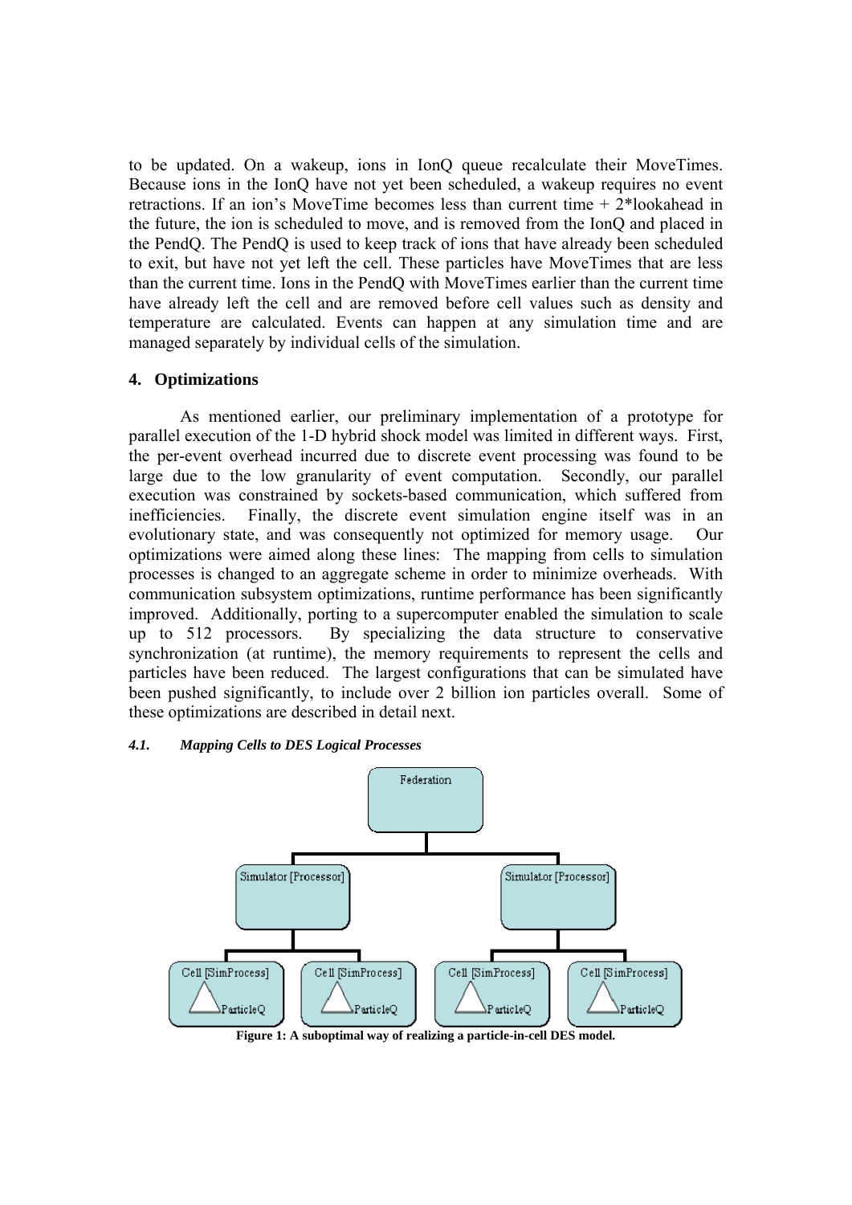to be updated. On a wakeup, ions in IonQ queue recalculate their MoveTimes. Because ions in the IonQ have not yet been scheduled, a wakeup requires no event retractions. If an ion's MoveTime becomes less than current time + 2*lookahead in the future, the ion is scheduled to move, and is removed from the IonQ and placed in the PendQ. The PendQ is used to keep track of ions that have already been scheduled to exit, but have not yet left the cell. These particles have MoveTimes that are less than the current time. Ions in the PendQ with MoveTimes earlier than the current time have already left the cell and are removed before cell values such as density and temperature are calculated. Events can happen at any simulation time and are managed separately by individual cells of the simulation.

## 4. Optimizations

As mentioned earlier, our preliminary implementation of a prototype for parallel execution of the 1-D hybrid shock model was limited in different ways. First, the per-event overhead incurred due to discrete event processing was found to be large due to the low granularity of event computation. Secondly, our parallel execution was constrained by sockets-based communication, which suffered from inefficiencies. Finally, the discrete event simulation engine itself was in an evolutionary state, and was consequently not optimized for memory usage. Our optimizations were aimed along these lines: The mapping from cells to simulation processes is changed to an aggregate scheme in order to minimize overheads. With communication subsystem optimizations, runtime performance has been significantly improved. Additionally, porting to a supercomputer enabled the simulation to scale up to 512 processors. By specializing the data structure to conservative synchronization (at runtime), the memory requirements to represent the cells and particles have been reduced. The largest configurations that can be simulated have been pushed significantly, to include over 2 billion ion particles overall. Some of these optimizations are described in detail next.

### *4.1. Mapping Cells to DES Logical Processes*

Federation

Simulator [Processor] Simulator [Processor]

Cell [SimProcess] ParticleQ Cell [SimProcess] ParticleQ Cell [SimProcess] ParticleQ Cell [SimProcess] ParticleQ

**Figure 1: A suboptimal way of realizing a particle-in-cell DES model.**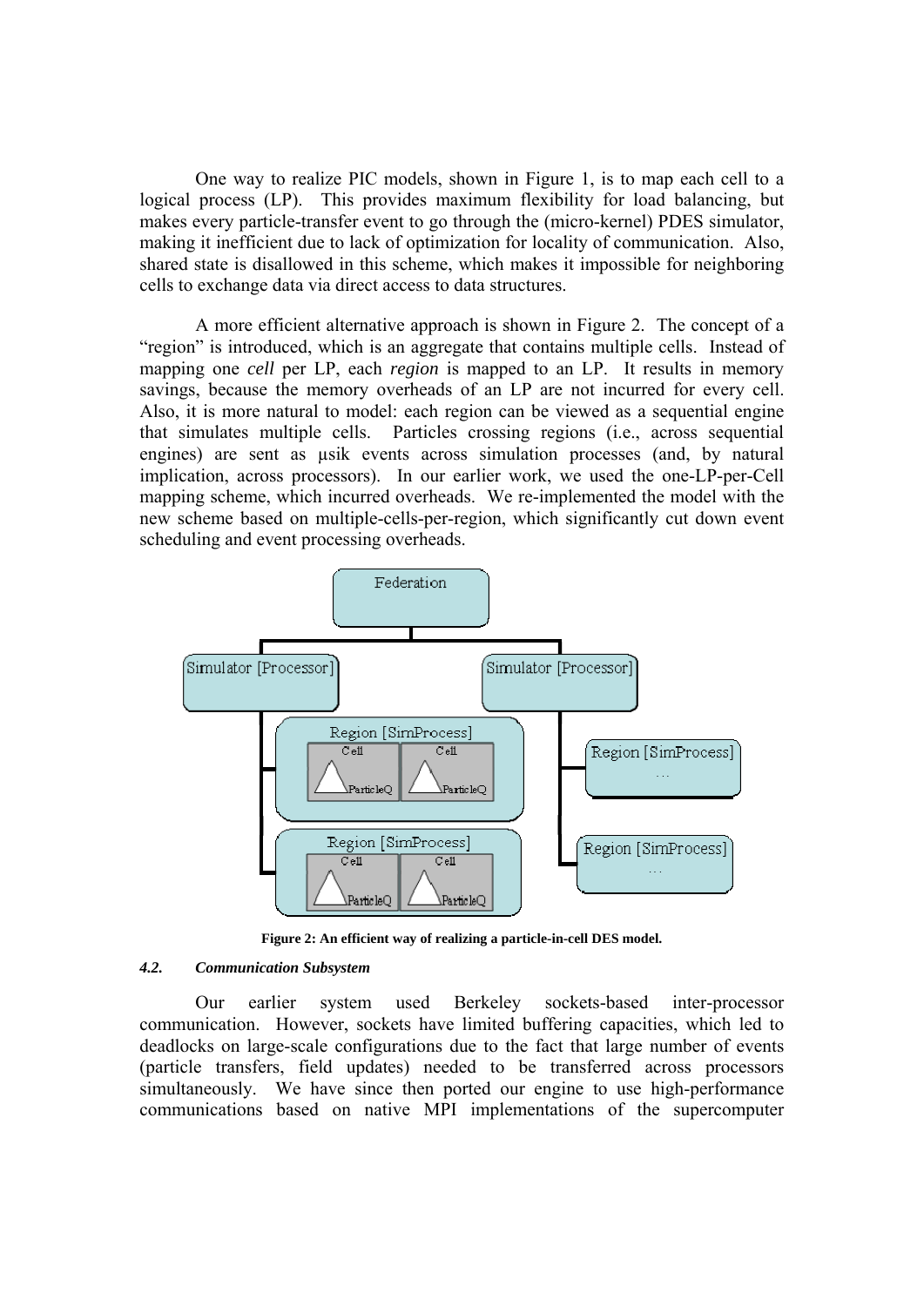One way to realize PIC models, shown in Figure 1, is to map each cell to a logical process (LP). This provides maximum flexibility for load balancing, but makes every particle-transfer event to go through the (micro-kernel) PDES simulator, making it inefficient due to lack of optimization for locality of communication. Also, shared state is disallowed in this scheme, which makes it impossible for neighboring cells to exchange data via direct access to data structures.

A more efficient alternative approach is shown in Figure 2. The concept of a "region" is introduced, which is an aggregate that contains multiple cells. Instead of mapping one *cell* per LP, each *region* is mapped to an LP. It results in memory savings, because the memory overheads of an LP are not incurred for every cell. Also, it is more natural to model: each region can be viewed as a sequential engine that simulates multiple cells. Particles crossing regions (i.e., across sequential engines) are sent as µsik events across simulation processes (and, by natural implication, across processors). In our earlier work, we used the one-LP-per-Cell mapping scheme, which incurred overheads. We re-implemented the model with the new scheme based on multiple-cells-per-region, which significantly cut down event scheduling and event processing overheads.

**Figure 2: An efficient way of realizing a particle-in-cell DES model.**

#### *4.2. Communication Subsystem*

Our earlier system used Berkeley sockets-based inter-processor communication. However, sockets have limited buffering capacities, which led to deadlocks on large-scale configurations due to the fact that large number of events (particle transfers, field updates) needed to be transferred across processors simultaneously. We have since then ported our engine to use high-performance communications based on native MPI implementations of the supercomputer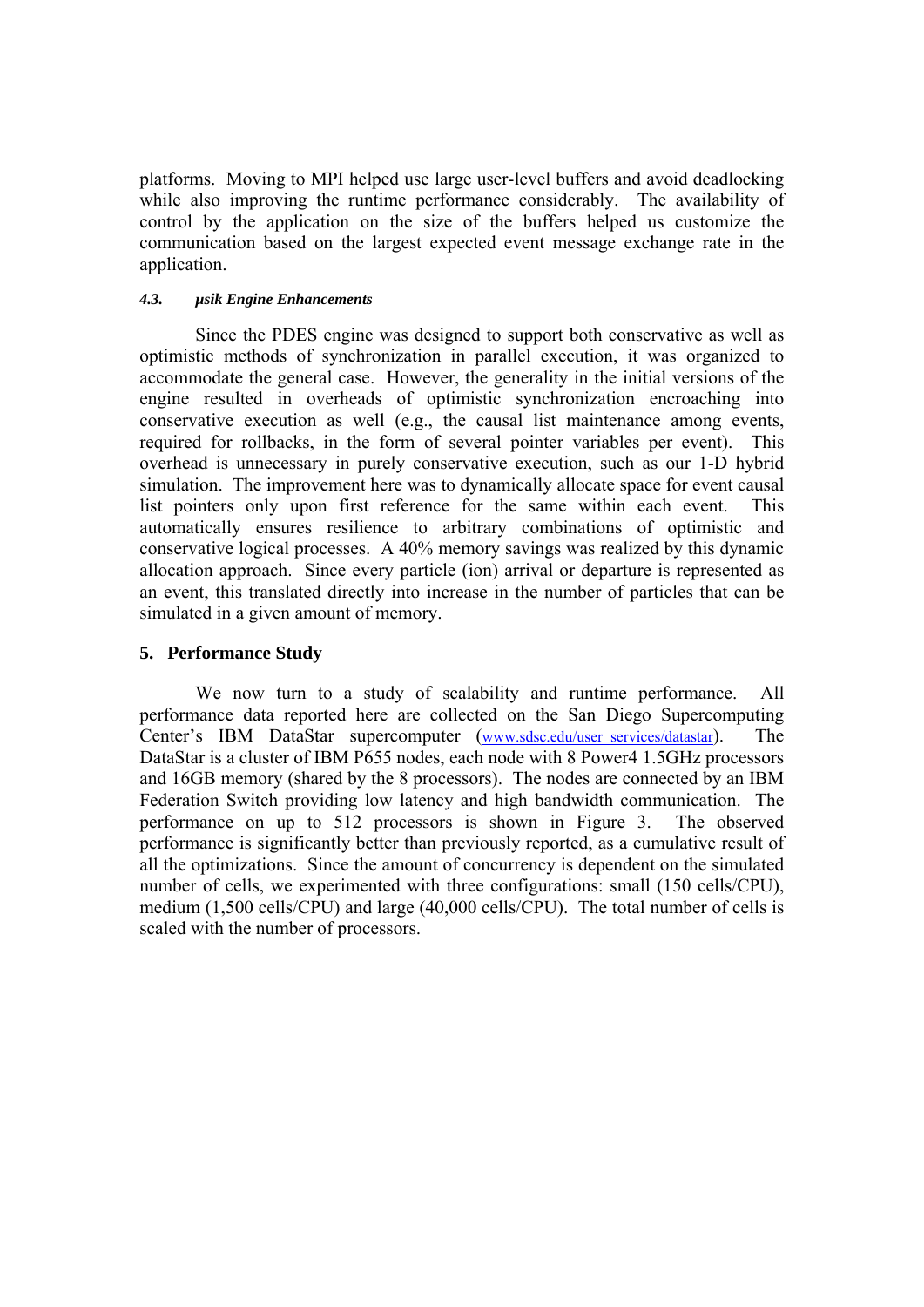platforms. Moving to MPI helped use large user-level buffers and avoid deadlocking while also improving the runtime performance considerably. The availability of control by the application on the size of the buffers helped us customize the communication based on the largest expected event message exchange rate in the application.

#### *4.3. μsik Engine Enhancements*

Since the PDES engine was designed to support both conservative as well as optimistic methods of synchronization in parallel execution, it was organized to accommodate the general case. However, the generality in the initial versions of the engine resulted in overheads of optimistic synchronization encroaching into conservative execution as well (e.g., the causal list maintenance among events, required for rollbacks, in the form of several pointer variables per event). This overhead is unnecessary in purely conservative execution, such as our 1-D hybrid simulation. The improvement here was to dynamically allocate space for event causal list pointers only upon first reference for the same within each event. This automatically ensures resilience to arbitrary combinations of optimistic and conservative logical processes. A 40% memory savings was realized by this dynamic allocation approach. Since every particle (ion) arrival or departure is represented as an event, this translated directly into increase in the number of particles that can be simulated in a given amount of memory.

## 5. Performance Study

We now turn to a study of scalability and runtime performance. All performance data reported here are collected on the San Diego Supercomputing Center's IBM DataStar supercomputer (www.sdsc.edu/user_services/datastar). The DataStar is a cluster of IBM P655 nodes, each node with 8 Power4 1.5GHz processors and 16GB memory (shared by the 8 processors). The nodes are connected by an IBM Federation Switch providing low latency and high bandwidth communication. The performance on up to 512 processors is shown in Figure 3. The observed performance is significantly better than previously reported, as a cumulative result of all the optimizations. Since the amount of concurrency is dependent on the simulated number of cells, we experimented with three configurations: small (150 cells/CPU), medium (1,500 cells/CPU) and large (40,000 cells/CPU). The total number of cells is scaled with the number of processors.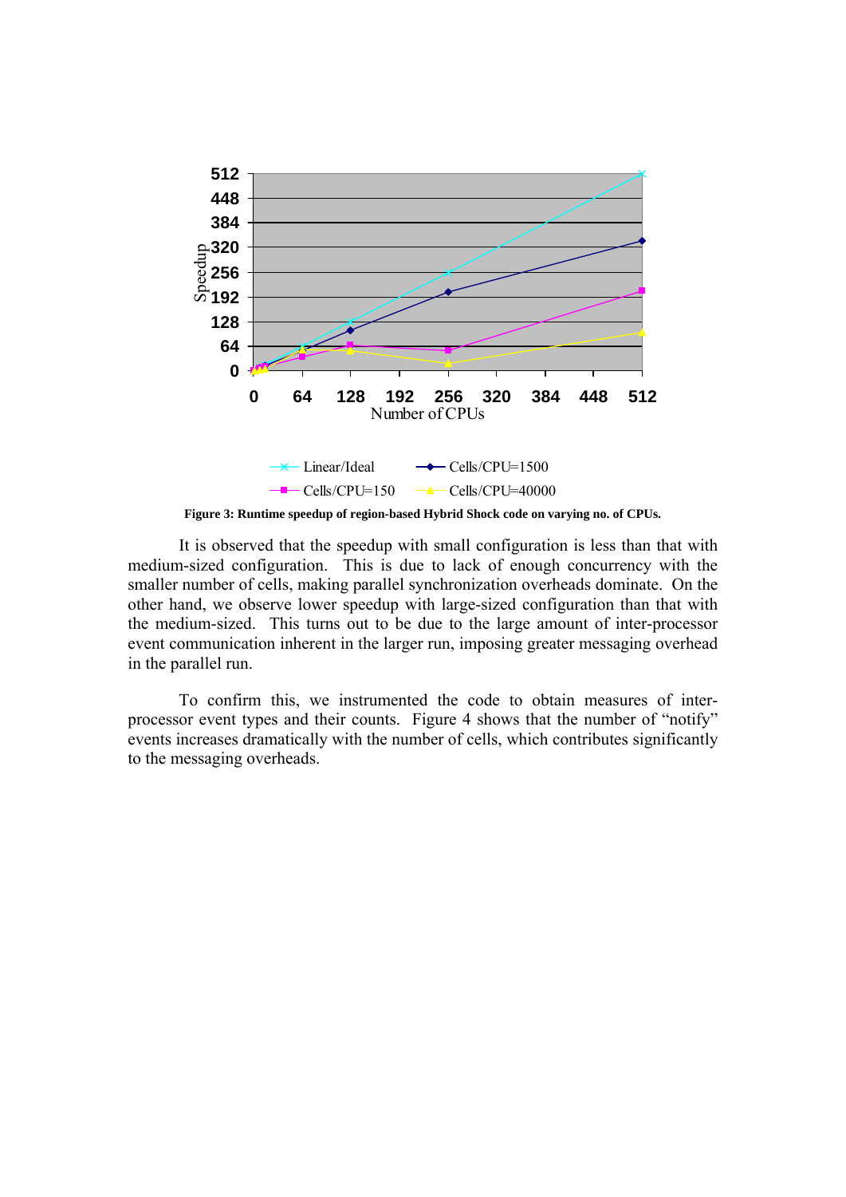Figure 3: Runtime speedup of region-based Hybrid Shock code on varying no. of CPUs.

It is observed that the speedup with small configuration is less than that with medium-sized configuration. This is due to lack of enough concurrency with the smaller number of cells, making parallel synchronization overheads dominate. On the other hand, we observe lower speedup with large-sized configuration than that with the medium-sized. This turns out to be due to the large amount of inter-processor event communication inherent in the larger run, imposing greater messaging overhead in the parallel run.

To confirm this, we instrumented the code to obtain measures of inter-processor event types and their counts. Figure 4 shows that the number of "notify" events increases dramatically with the number of cells, which contributes significantly to the messaging overheads.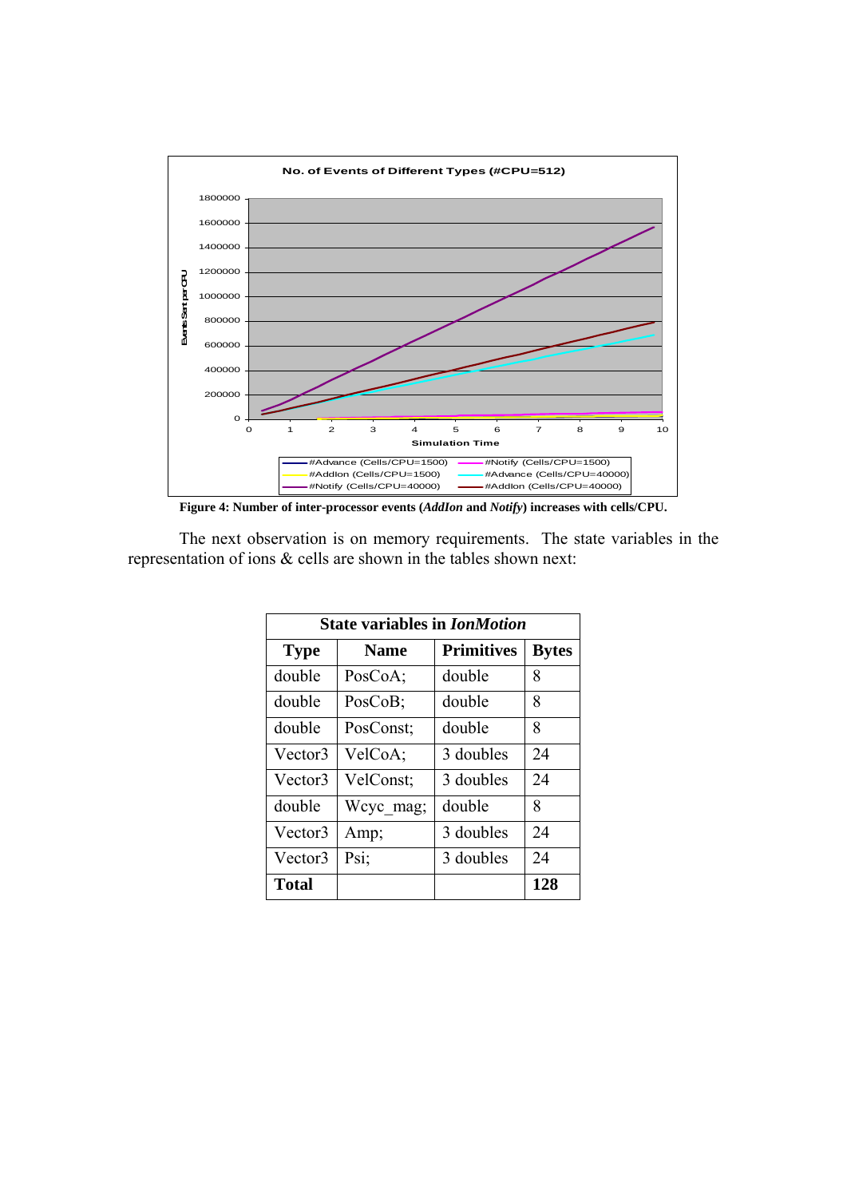**Figure 4: Number of inter-processor events (*AddIon* and *Notify*) increases with cells/CPU.**

The next observation is on memory requirements. The state variables in the representation of ions & cells are shown in the tables shown next:

| State variables in *IonMotion* | | | |
|---|---|---|---|
| **Type** | **Name** | **Primitives** | **Bytes** |
| double | PosCoA; | double | 8 |
| double | PosCoB; | double | 8 |
| double | PosConst; | double | 8 |
| Vector3 | VelCoA; | 3 doubles | 24 |
| Vector3 | VelConst; | 3 doubles | 24 |
| double | Wcyc_mag; | double | 8 |
| Vector3 | Amp; | 3 doubles | 24 |
| Vector3 | Psi; | 3 doubles | 24 |
| **Total** | | | **128** |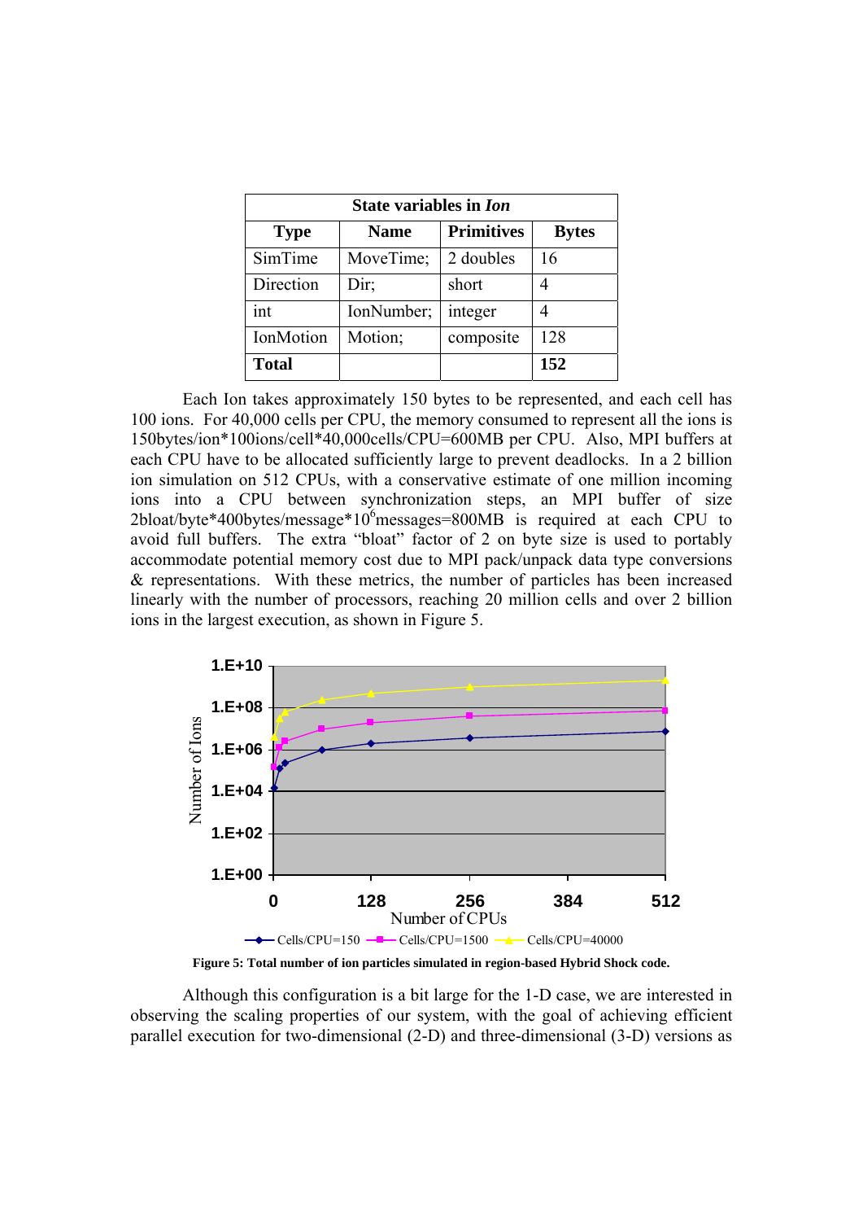| State variables in *Ion* | | | |
|---|---|---|---|
| **Type** | **Name** | **Primitives** | **Bytes** |
| SimTime | MoveTime; | 2 doubles | 16 |
| Direction | Dir; | short | 4 |
| int | IonNumber; | integer | 4 |
| IonMotion | Motion; | composite | 128 |
| **Total** | | | **152** |

Each Ion takes approximately 150 bytes to be represented, and each cell has 100 ions. For 40,000 cells per CPU, the memory consumed to represent all the ions is 150bytes/ion*100ions/cell*40,000cells/CPU=600MB per CPU. Also, MPI buffers at each CPU have to be allocated sufficiently large to prevent deadlocks. In a 2 billion ion simulation on 512 CPUs, with a conservative estimate of one million incoming ions into a CPU between synchronization steps, an MPI buffer of size 2bloat/byte*400bytes/message*$10^6$messages=800MB is required at each CPU to avoid full buffers. The extra "bloat" factor of 2 on byte size is used to portably accommodate potential memory cost due to MPI pack/unpack data type conversions & representations. With these metrics, the number of particles has been increased linearly with the number of processors, reaching 20 million cells and over 2 billion ions in the largest execution, as shown in Figure 5.

**Figure 5: Total number of ion particles simulated in region-based Hybrid Shock code.**

Although this configuration is a bit large for the 1-D case, we are interested in observing the scaling properties of our system, with the goal of achieving efficient parallel execution for two-dimensional (2-D) and three-dimensional (3-D) versions as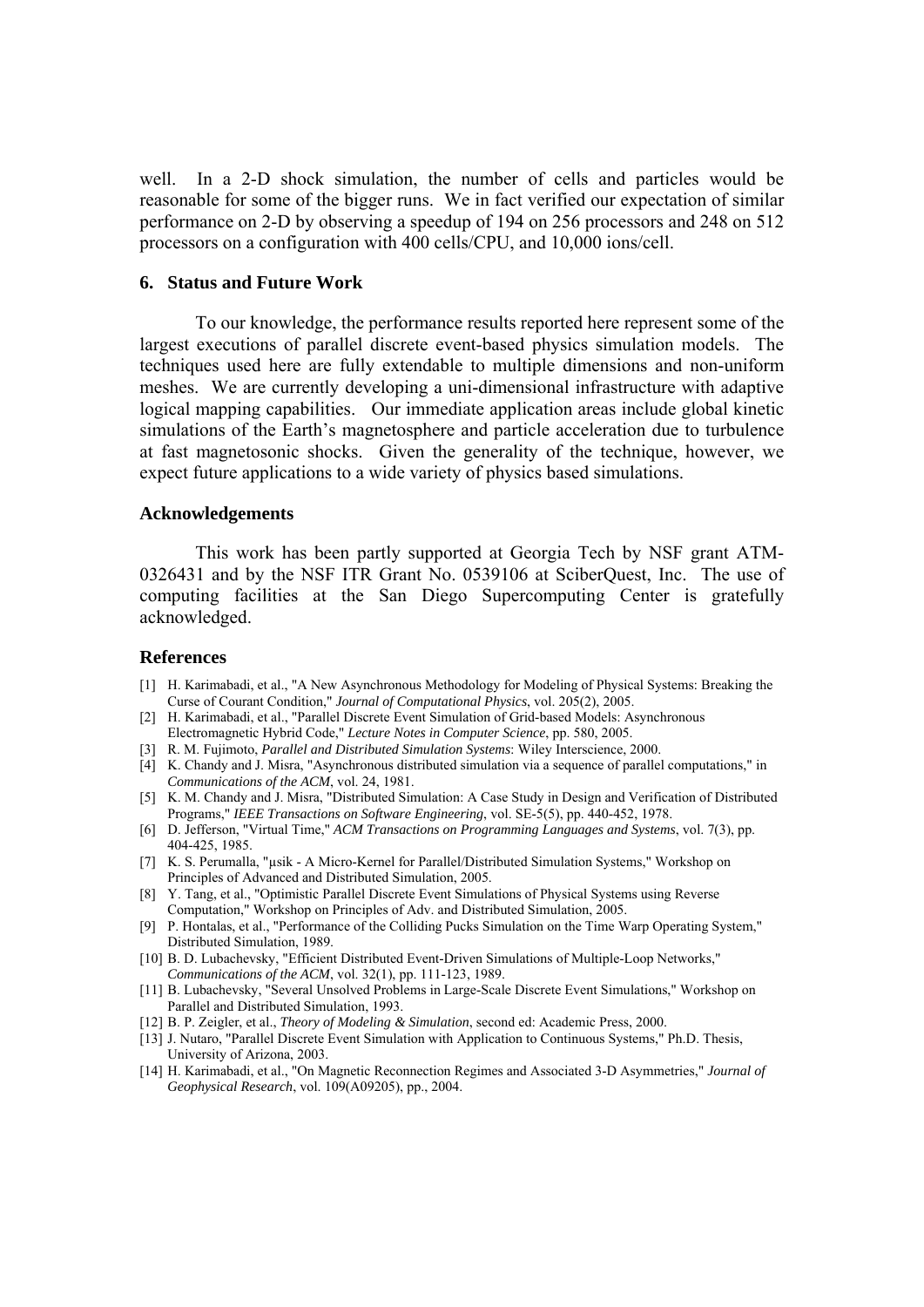well. In a 2-D shock simulation, the number of cells and particles would be reasonable for some of the bigger runs. We in fact verified our expectation of similar performance on 2-D by observing a speedup of 194 on 256 processors and 248 on 512 processors on a configuration with 400 cells/CPU, and 10,000 ions/cell.

## 6. Status and Future Work

To our knowledge, the performance results reported here represent some of the largest executions of parallel discrete event-based physics simulation models. The techniques used here are fully extendable to multiple dimensions and non-uniform meshes. We are currently developing a uni-dimensional infrastructure with adaptive logical mapping capabilities. Our immediate application areas include global kinetic simulations of the Earth's magnetosphere and particle acceleration due to turbulence at fast magnetosonic shocks. Given the generality of the technique, however, we expect future applications to a wide variety of physics based simulations.

## Acknowledgements

This work has been partly supported at Georgia Tech by NSF grant ATM-0326431 and by the NSF ITR Grant No. 0539106 at SciberQuest, Inc. The use of computing facilities at the San Diego Supercomputing Center is gratefully acknowledged.

## References

[1] H. Karimabadi, et al., "A New Asynchronous Methodology for Modeling of Physical Systems: Breaking the Curse of Courant Condition," *Journal of Computational Physics*, vol. 205(2), 2005.

[2] H. Karimabadi, et al., "Parallel Discrete Event Simulation of Grid-based Models: Asynchronous Electromagnetic Hybrid Code," *Lecture Notes in Computer Science*, pp. 580, 2005.

[3] R. M. Fujimoto, *Parallel and Distributed Simulation Systems*: Wiley Interscience, 2000.

[4] K. Chandy and J. Misra, "Asynchronous distributed simulation via a sequence of parallel computations," in *Communications of the ACM*, vol. 24, 1981.

[5] K. M. Chandy and J. Misra, "Distributed Simulation: A Case Study in Design and Verification of Distributed Programs," *IEEE Transactions on Software Engineering*, vol. SE-5(5), pp. 440-452, 1978.

[6] D. Jefferson, "Virtual Time," *ACM Transactions on Programming Languages and Systems*, vol. 7(3), pp. 404-425, 1985.

[7] K. S. Perumalla, "μsik - A Micro-Kernel for Parallel/Distributed Simulation Systems," Workshop on Principles of Advanced and Distributed Simulation, 2005.

[8] Y. Tang, et al., "Optimistic Parallel Discrete Event Simulations of Physical Systems using Reverse Computation," Workshop on Principles of Adv. and Distributed Simulation, 2005.

[9] P. Hontalas, et al., "Performance of the Colliding Pucks Simulation on the Time Warp Operating System," Distributed Simulation, 1989.

[10] B. D. Lubachevsky, "Efficient Distributed Event-Driven Simulations of Multiple-Loop Networks," *Communications of the ACM*, vol. 32(1), pp. 111-123, 1989.

[11] B. Lubachevsky, "Several Unsolved Problems in Large-Scale Discrete Event Simulations," Workshop on Parallel and Distributed Simulation, 1993.

[12] B. P. Zeigler, et al., *Theory of Modeling & Simulation*, second ed: Academic Press, 2000.

[13] J. Nutaro, "Parallel Discrete Event Simulation with Application to Continuous Systems," Ph.D. Thesis, University of Arizona, 2003.

[14] H. Karimabadi, et al., "On Magnetic Reconnection Regimes and Associated 3-D Asymmetries," *Journal of Geophysical Research*, vol. 109(A09205), pp., 2004.